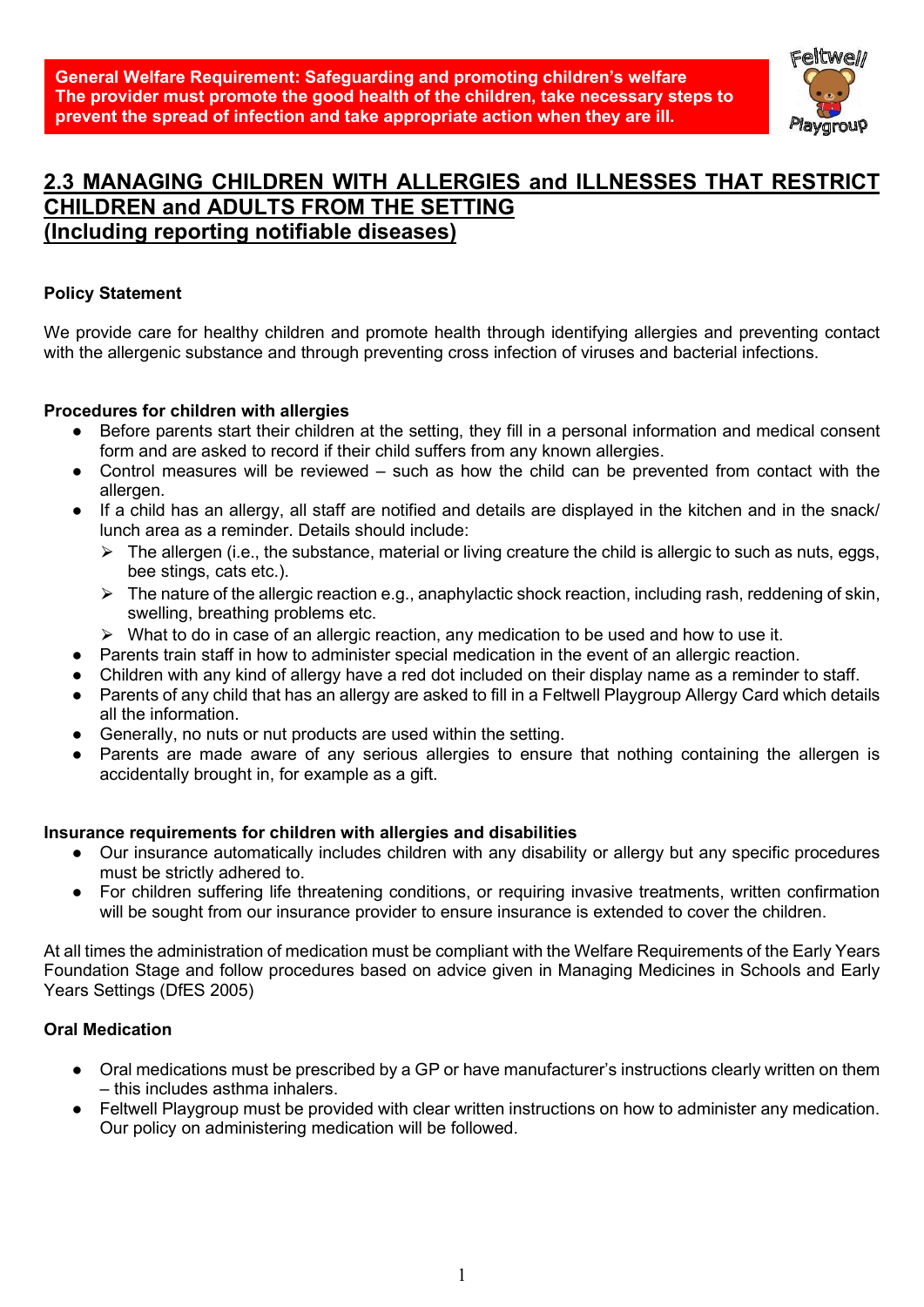**General Welfare Requirement: Safeguarding and promoting children's welfare**
**The provider must promote the good health of the children, take necessary steps to prevent the spread of infection and take appropriate action when they are ill.**

# 2.3 MANAGING CHILDREN WITH ALLERGIES and ILLNESSES THAT RESTRICT CHILDREN and ADULTS FROM THE SETTING (Including reporting notifiable diseases)

### Policy Statement

We provide care for healthy children and promote health through identifying allergies and preventing contact with the allergenic substance and through preventing cross infection of viruses and bacterial infections.

### Procedures for children with allergies

- Before parents start their children at the setting, they fill in a personal information and medical consent form and are asked to record if their child suffers from any known allergies.
- Control measures will be reviewed – such as how the child can be prevented from contact with the allergen.
- If a child has an allergy, all staff are notified and details are displayed in the kitchen and in the snack/ lunch area as a reminder. Details should include:
  - The allergen (i.e., the substance, material or living creature the child is allergic to such as nuts, eggs, bee stings, cats etc.).
  - The nature of the allergic reaction e.g., anaphylactic shock reaction, including rash, reddening of skin, swelling, breathing problems etc.
  - What to do in case of an allergic reaction, any medication to be used and how to use it.
- Parents train staff in how to administer special medication in the event of an allergic reaction.
- Children with any kind of allergy have a red dot included on their display name as a reminder to staff.
- Parents of any child that has an allergy are asked to fill in a Feltwell Playgroup Allergy Card which details all the information.
- Generally, no nuts or nut products are used within the setting.
- Parents are made aware of any serious allergies to ensure that nothing containing the allergen is accidentally brought in, for example as a gift.

### Insurance requirements for children with allergies and disabilities

- Our insurance automatically includes children with any disability or allergy but any specific procedures must be strictly adhered to.
- For children suffering life threatening conditions, or requiring invasive treatments, written confirmation will be sought from our insurance provider to ensure insurance is extended to cover the children.

At all times the administration of medication must be compliant with the Welfare Requirements of the Early Years Foundation Stage and follow procedures based on advice given in Managing Medicines in Schools and Early Years Settings (DfES 2005)

### Oral Medication

- Oral medications must be prescribed by a GP or have manufacturer's instructions clearly written on them – this includes asthma inhalers.
- Feltwell Playgroup must be provided with clear written instructions on how to administer any medication. Our policy on administering medication will be followed.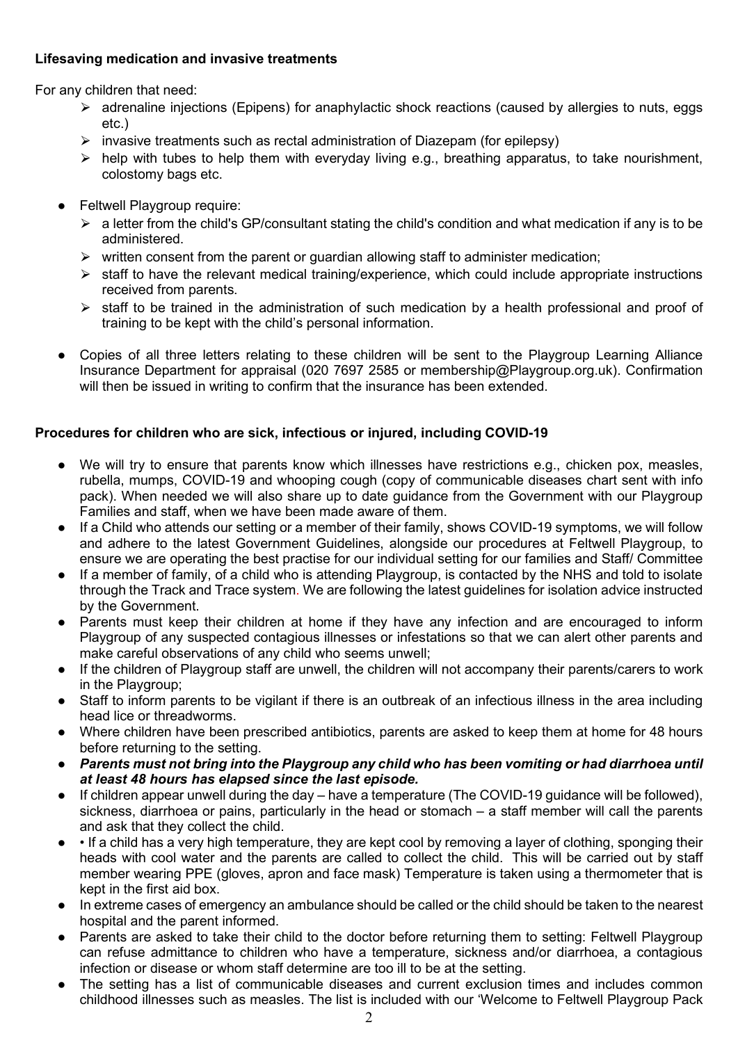**Lifesaving medication and invasive treatments**

For any children that need:

- adrenaline injections (Epipens) for anaphylactic shock reactions (caused by allergies to nuts, eggs etc.)
- invasive treatments such as rectal administration of Diazepam (for epilepsy)
- help with tubes to help them with everyday living e.g., breathing apparatus, to take nourishment, colostomy bags etc.

- Feltwell Playgroup require:
  - a letter from the child's GP/consultant stating the child's condition and what medication if any is to be administered.
  - written consent from the parent or guardian allowing staff to administer medication;
  - staff to have the relevant medical training/experience, which could include appropriate instructions received from parents.
  - staff to be trained in the administration of such medication by a health professional and proof of training to be kept with the child's personal information.

- Copies of all three letters relating to these children will be sent to the Playgroup Learning Alliance Insurance Department for appraisal (020 7697 2585 or membership@Playgroup.org.uk). Confirmation will then be issued in writing to confirm that the insurance has been extended.

**Procedures for children who are sick, infectious or injured, including COVID-19**

- We will try to ensure that parents know which illnesses have restrictions e.g., chicken pox, measles, rubella, mumps, COVID-19 and whooping cough (copy of communicable diseases chart sent with info pack). When needed we will also share up to date guidance from the Government with our Playgroup Families and staff, when we have been made aware of them.
- If a Child who attends our setting or a member of their family, shows COVID-19 symptoms, we will follow and adhere to the latest Government Guidelines, alongside our procedures at Feltwell Playgroup, to ensure we are operating the best practise for our individual setting for our families and Staff/ Committee
- If a member of family, of a child who is attending Playgroup, is contacted by the NHS and told to isolate through the Track and Trace system. We are following the latest guidelines for isolation advice instructed by the Government.
- Parents must keep their children at home if they have any infection and are encouraged to inform Playgroup of any suspected contagious illnesses or infestations so that we can alert other parents and make careful observations of any child who seems unwell;
- If the children of Playgroup staff are unwell, the children will not accompany their parents/carers to work in the Playgroup;
- Staff to inform parents to be vigilant if there is an outbreak of an infectious illness in the area including head lice or threadworms.
- Where children have been prescribed antibiotics, parents are asked to keep them at home for 48 hours before returning to the setting.
- ***Parents must not bring into the Playgroup any child who has been vomiting or had diarrhoea until at least 48 hours has elapsed since the last episode.***
- If children appear unwell during the day – have a temperature (The COVID-19 guidance will be followed), sickness, diarrhoea or pains, particularly in the head or stomach – a staff member will call the parents and ask that they collect the child.
- • If a child has a very high temperature, they are kept cool by removing a layer of clothing, sponging their heads with cool water and the parents are called to collect the child. This will be carried out by staff member wearing PPE (gloves, apron and face mask) Temperature is taken using a thermometer that is kept in the first aid box.
- In extreme cases of emergency an ambulance should be called or the child should be taken to the nearest hospital and the parent informed.
- Parents are asked to take their child to the doctor before returning them to setting: Feltwell Playgroup can refuse admittance to children who have a temperature, sickness and/or diarrhoea, a contagious infection or disease or whom staff determine are too ill to be at the setting.
- The setting has a list of communicable diseases and current exclusion times and includes common childhood illnesses such as measles. The list is included with our 'Welcome to Feltwell Playgroup Pack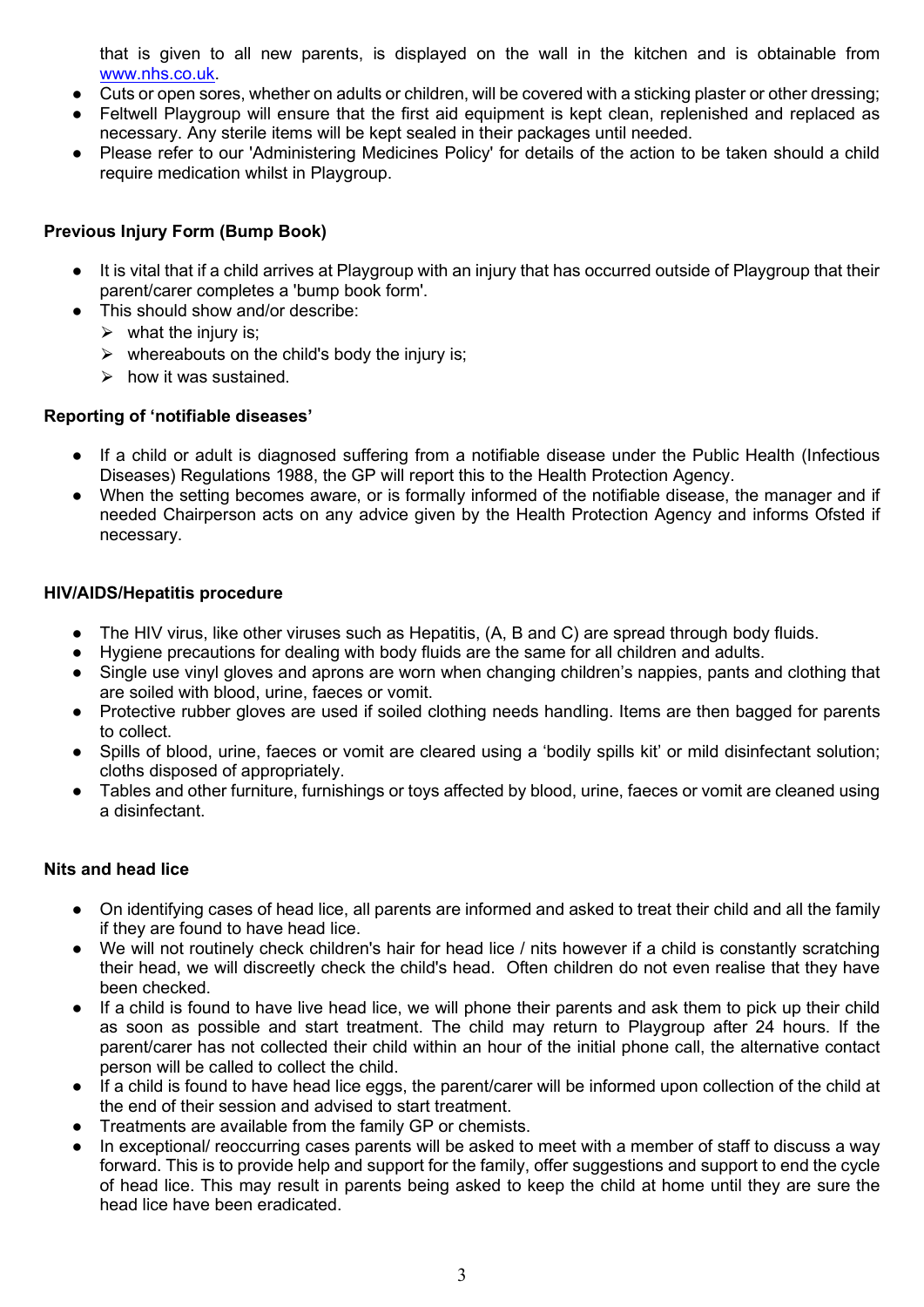that is given to all new parents, is displayed on the wall in the kitchen and is obtainable from www.nhs.co.uk.

- Cuts or open sores, whether on adults or children, will be covered with a sticking plaster or other dressing;
- Feltwell Playgroup will ensure that the first aid equipment is kept clean, replenished and replaced as necessary. Any sterile items will be kept sealed in their packages until needed.
- Please refer to our 'Administering Medicines Policy' for details of the action to be taken should a child require medication whilst in Playgroup.

**Previous Injury Form (Bump Book)**

- It is vital that if a child arrives at Playgroup with an injury that has occurred outside of Playgroup that their parent/carer completes a 'bump book form'.
- This should show and/or describe:
  - what the injury is;
  - whereabouts on the child's body the injury is;
  - how it was sustained.

**Reporting of 'notifiable diseases'**

- If a child or adult is diagnosed suffering from a notifiable disease under the Public Health (Infectious Diseases) Regulations 1988, the GP will report this to the Health Protection Agency.
- When the setting becomes aware, or is formally informed of the notifiable disease, the manager and if needed Chairperson acts on any advice given by the Health Protection Agency and informs Ofsted if necessary.

**HIV/AIDS/Hepatitis procedure**

- The HIV virus, like other viruses such as Hepatitis, (A, B and C) are spread through body fluids.
- Hygiene precautions for dealing with body fluids are the same for all children and adults.
- Single use vinyl gloves and aprons are worn when changing children's nappies, pants and clothing that are soiled with blood, urine, faeces or vomit.
- Protective rubber gloves are used if soiled clothing needs handling. Items are then bagged for parents to collect.
- Spills of blood, urine, faeces or vomit are cleared using a 'bodily spills kit' or mild disinfectant solution; cloths disposed of appropriately.
- Tables and other furniture, furnishings or toys affected by blood, urine, faeces or vomit are cleaned using a disinfectant.

**Nits and head lice**

- On identifying cases of head lice, all parents are informed and asked to treat their child and all the family if they are found to have head lice.
- We will not routinely check children's hair for head lice / nits however if a child is constantly scratching their head, we will discreetly check the child's head. Often children do not even realise that they have been checked.
- If a child is found to have live head lice, we will phone their parents and ask them to pick up their child as soon as possible and start treatment. The child may return to Playgroup after 24 hours. If the parent/carer has not collected their child within an hour of the initial phone call, the alternative contact person will be called to collect the child.
- If a child is found to have head lice eggs, the parent/carer will be informed upon collection of the child at the end of their session and advised to start treatment.
- Treatments are available from the family GP or chemists.
- In exceptional/ reoccurring cases parents will be asked to meet with a member of staff to discuss a way forward. This is to provide help and support for the family, offer suggestions and support to end the cycle of head lice. This may result in parents being asked to keep the child at home until they are sure the head lice have been eradicated.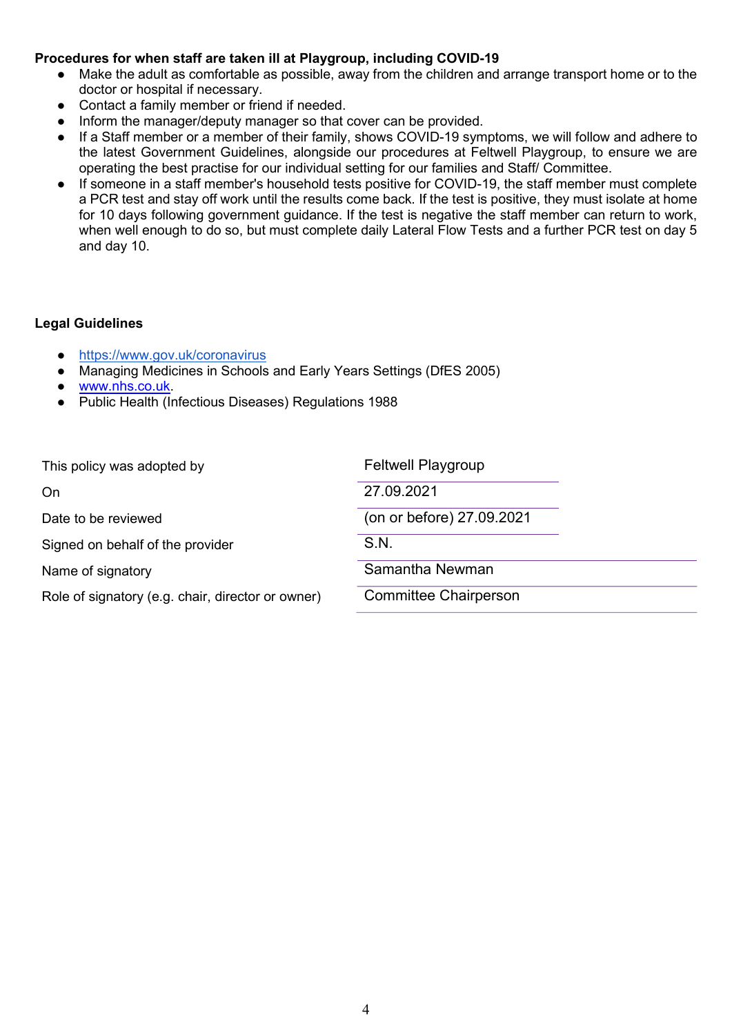**Procedures for when staff are taken ill at Playgroup, including COVID-19**

- Make the adult as comfortable as possible, away from the children and arrange transport home or to the doctor or hospital if necessary.
- Contact a family member or friend if needed.
- Inform the manager/deputy manager so that cover can be provided.
- If a Staff member or a member of their family, shows COVID-19 symptoms, we will follow and adhere to the latest Government Guidelines, alongside our procedures at Feltwell Playgroup, to ensure we are operating the best practise for our individual setting for our families and Staff/ Committee.
- If someone in a staff member's household tests positive for COVID-19, the staff member must complete a PCR test and stay off work until the results come back. If the test is positive, they must isolate at home for 10 days following government guidance. If the test is negative the staff member can return to work, when well enough to do so, but must complete daily Lateral Flow Tests and a further PCR test on day 5 and day 10.

**Legal Guidelines**

- https://www.gov.uk/coronavirus
- Managing Medicines in Schools and Early Years Settings (DfES 2005)
- www.nhs.co.uk.
- Public Health (Infectious Diseases) Regulations 1988

| | |
|---|---|
| This policy was adopted by | Feltwell Playgroup |
| On | 27.09.2021 |
| Date to be reviewed | (on or before) 27.09.2021 |
| Signed on behalf of the provider | S.N. |
| Name of signatory | Samantha Newman |
| Role of signatory (e.g. chair, director or owner) | Committee Chairperson |